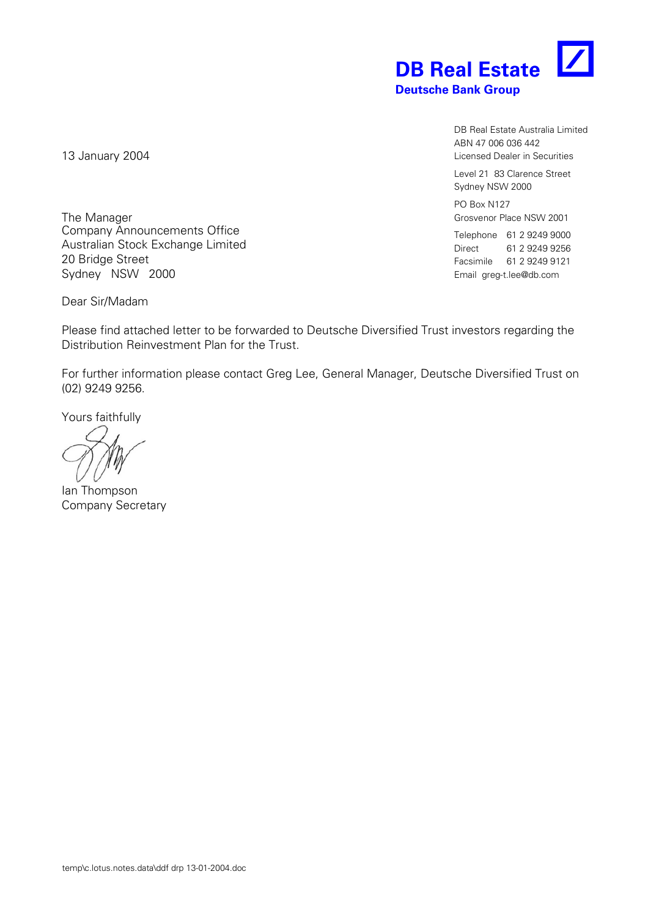**DB Real Estate**
**Deutsche Bank Group**

DB Real Estate Australia Limited
ABN 47 006 036 442
Licensed Dealer in Securities

Level 21 83 Clarence Street
Sydney NSW 2000

PO Box N127
Grosvenor Place NSW 2001

Telephone 61 2 9249 9000
Direct 61 2 9249 9256
Facsimile 61 2 9249 9121
Email greg-t.lee@db.com

13 January 2004

The Manager
Company Announcements Office
Australian Stock Exchange Limited
20 Bridge Street
Sydney NSW 2000

Dear Sir/Madam

Please find attached letter to be forwarded to Deutsche Diversified Trust investors regarding the Distribution Reinvestment Plan for the Trust.

For further information please contact Greg Lee, General Manager, Deutsche Diversified Trust on (02) 9249 9256.

Yours faithfully

Ian Thompson
Company Secretary

temp\c.lotus.notes.data\ddf drp 13-01-2004.doc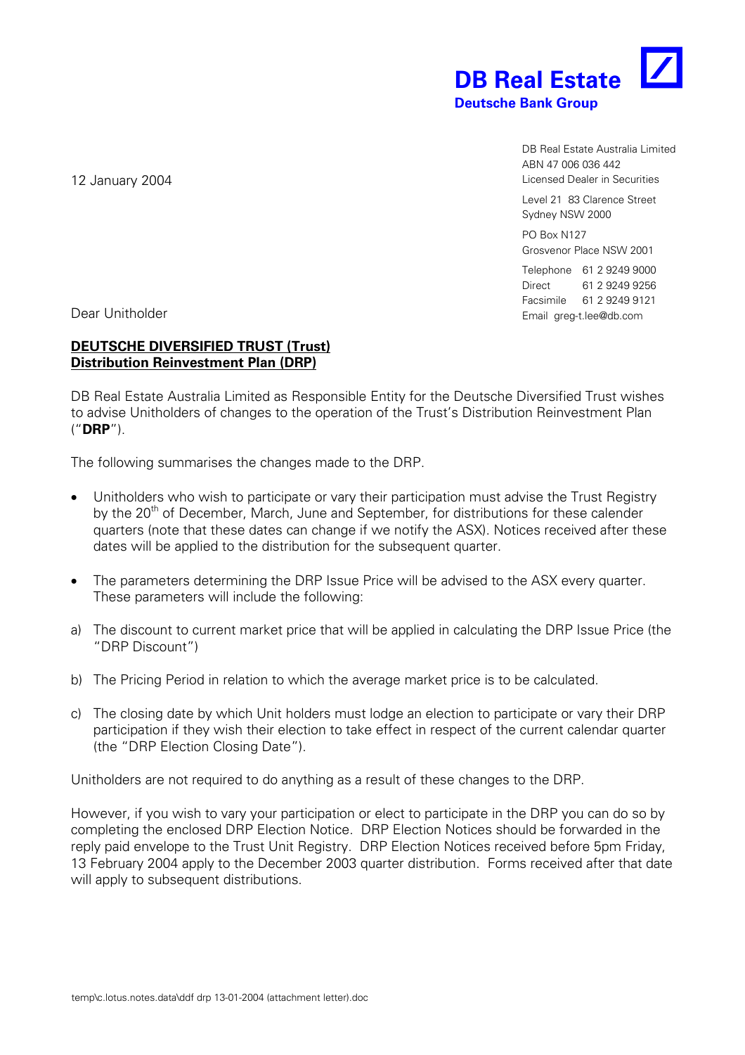**DB Real Estate**
**Deutsche Bank Group**

DB Real Estate Australia Limited
ABN 47 006 036 442
Licensed Dealer in Securities

Level 21 83 Clarence Street
Sydney NSW 2000

PO Box N127
Grosvenor Place NSW 2001

Telephone 61 2 9249 9000
Direct 61 2 9249 9256
Facsimile 61 2 9249 9121
Email greg-t.lee@db.com

12 January 2004

Dear Unitholder

**DEUTSCHE DIVERSIFIED TRUST (Trust)**
**Distribution Reinvestment Plan (DRP)**

DB Real Estate Australia Limited as Responsible Entity for the Deutsche Diversified Trust wishes to advise Unitholders of changes to the operation of the Trust's Distribution Reinvestment Plan ("**DRP**").

The following summarises the changes made to the DRP.

- Unitholders who wish to participate or vary their participation must advise the Trust Registry by the 20th of December, March, June and September, for distributions for these calender quarters (note that these dates can change if we notify the ASX). Notices received after these dates will be applied to the distribution for the subsequent quarter.

- The parameters determining the DRP Issue Price will be advised to the ASX every quarter. These parameters will include the following:

a) The discount to current market price that will be applied in calculating the DRP Issue Price (the "DRP Discount")

b) The Pricing Period in relation to which the average market price is to be calculated.

c) The closing date by which Unit holders must lodge an election to participate or vary their DRP participation if they wish their election to take effect in respect of the current calendar quarter (the "DRP Election Closing Date").

Unitholders are not required to do anything as a result of these changes to the DRP.

However, if you wish to vary your participation or elect to participate in the DRP you can do so by completing the enclosed DRP Election Notice. DRP Election Notices should be forwarded in the reply paid envelope to the Trust Unit Registry. DRP Election Notices received before 5pm Friday, 13 February 2004 apply to the December 2003 quarter distribution. Forms received after that date will apply to subsequent distributions.

temp\c.lotus.notes.data\ddf drp 13-01-2004 (attachment letter).doc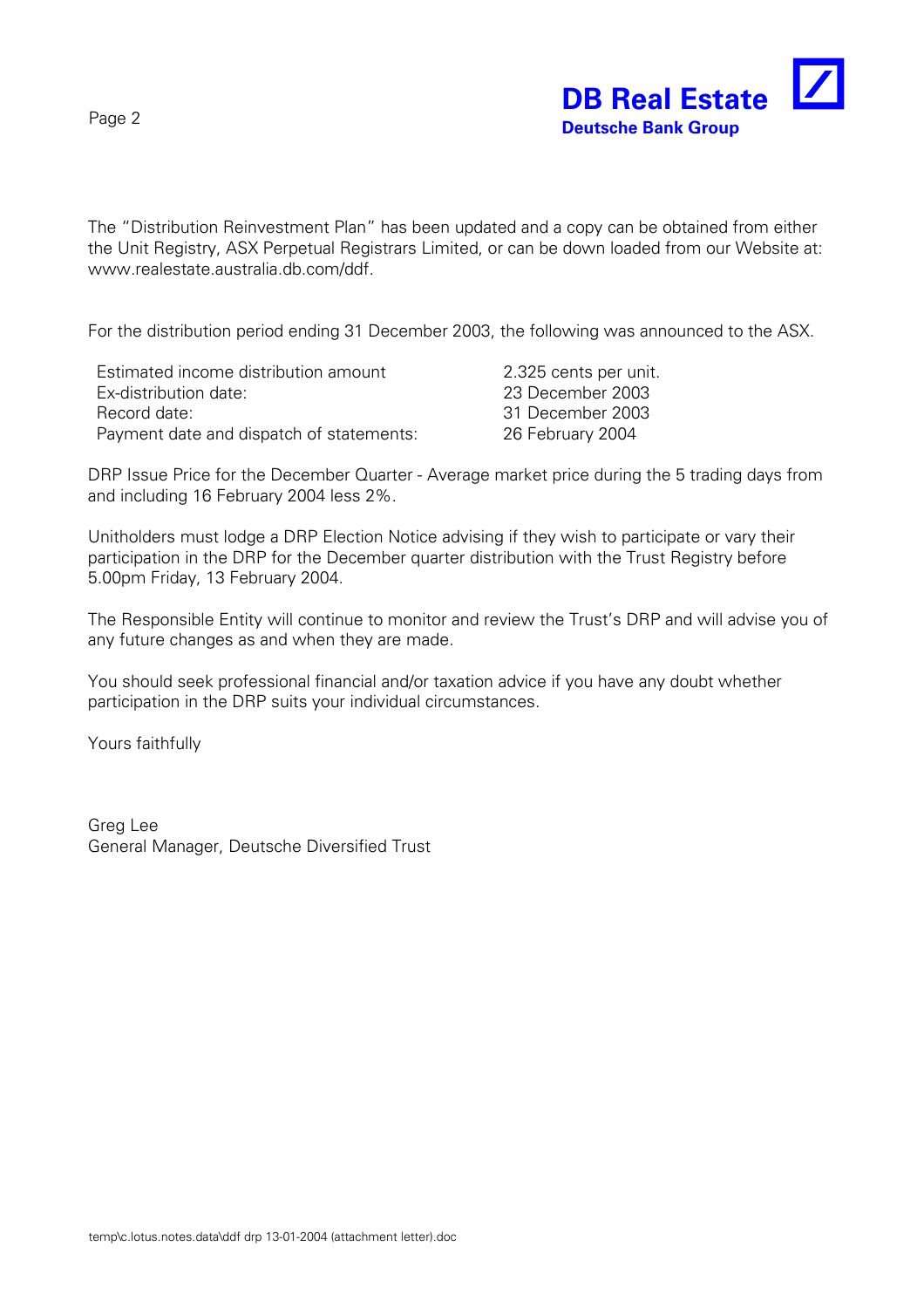The "Distribution Reinvestment Plan" has been updated and a copy can be obtained from either the Unit Registry, ASX Perpetual Registrars Limited, or can be down loaded from our Website at: www.realestate.australia.db.com/ddf.

For the distribution period ending 31 December 2003, the following was announced to the ASX.

| | |
|---|---|
| Estimated income distribution amount | 2.325 cents per unit. |
| Ex-distribution date: | 23 December 2003 |
| Record date: | 31 December 2003 |
| Payment date and dispatch of statements: | 26 February 2004 |

DRP Issue Price for the December Quarter - Average market price during the 5 trading days from and including 16 February 2004 less 2%.

Unitholders must lodge a DRP Election Notice advising if they wish to participate or vary their participation in the DRP for the December quarter distribution with the Trust Registry before 5.00pm Friday, 13 February 2004.

The Responsible Entity will continue to monitor and review the Trust's DRP and will advise you of any future changes as and when they are made.

You should seek professional financial and/or taxation advice if you have any doubt whether participation in the DRP suits your individual circumstances.

Yours faithfully

Greg Lee
General Manager, Deutsche Diversified Trust

temp\c.lotus.notes.data\ddf drp 13-01-2004 (attachment letter).doc